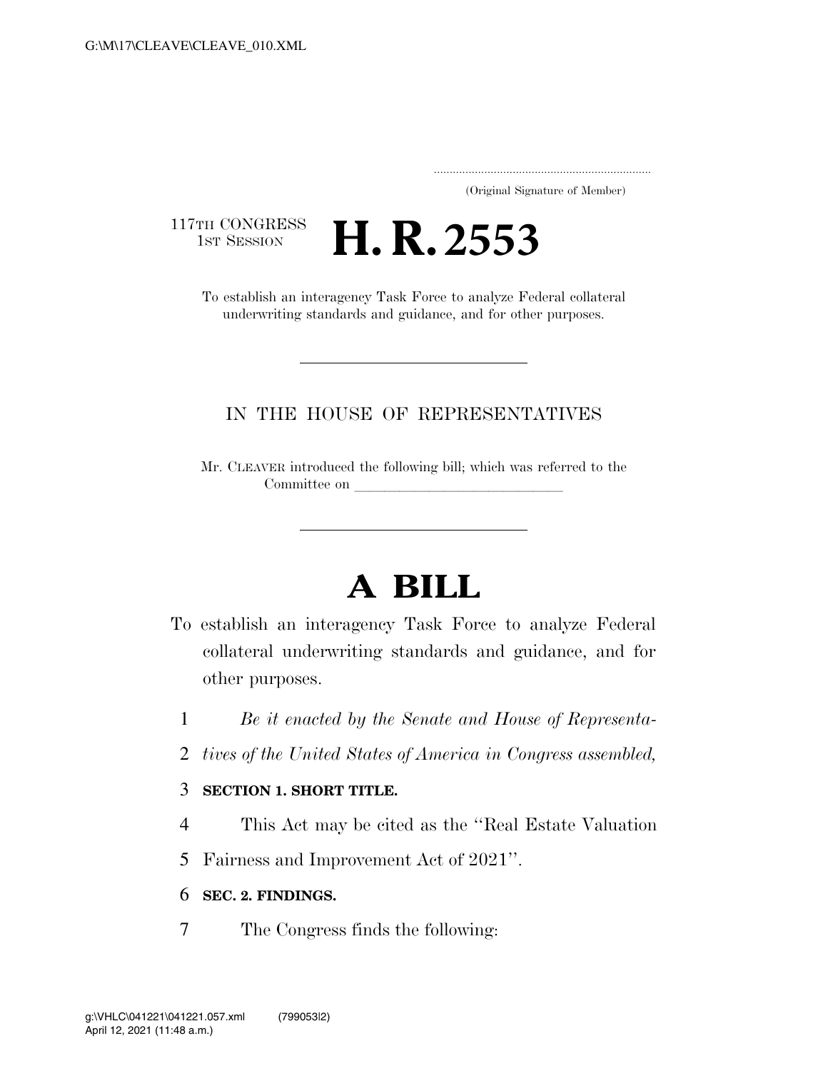(Original Signature of Member)

117TH CONGRESS
1ST SESSION

# H. R. 2553

To establish an interagency Task Force to analyze Federal collateral underwriting standards and guidance, and for other purposes.

---

IN THE HOUSE OF REPRESENTATIVES

Mr. CLEAVER introduced the following bill; which was referred to the Committee on \_\_\_\_\_\_\_\_\_\_\_\_\_\_\_\_\_\_\_\_\_\_\_\_\_\_\_\_\_\_

---

# A BILL

To establish an interagency Task Force to analyze Federal collateral underwriting standards and guidance, and for other purposes.

1 *Be it enacted by the Senate and House of Representa-*
2 *tives of the United States of America in Congress assembled,*

3 **SECTION 1. SHORT TITLE.**

4 This Act may be cited as the "Real Estate Valuation
5 Fairness and Improvement Act of 2021".

6 **SEC. 2. FINDINGS.**

7 The Congress finds the following: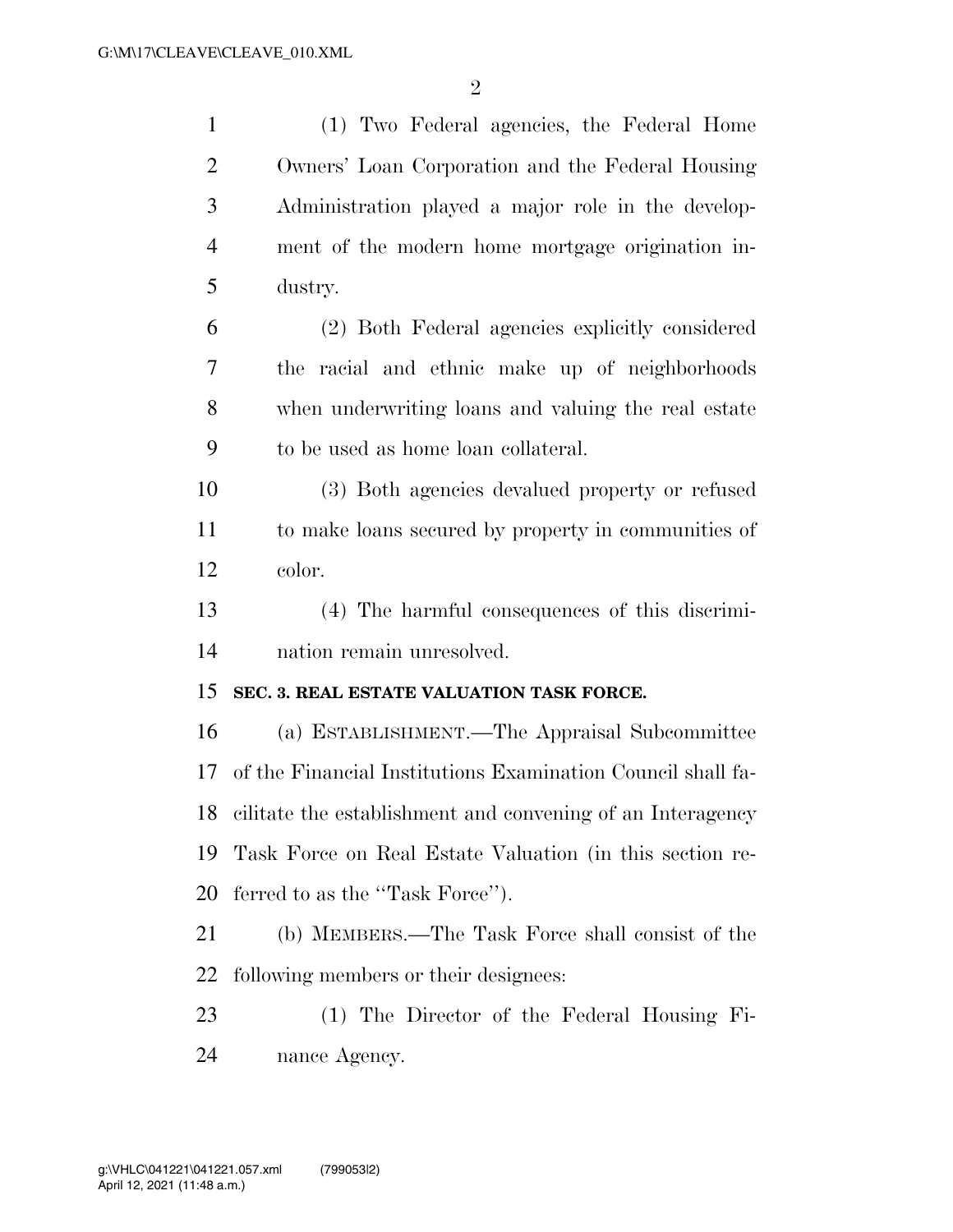(1) Two Federal agencies, the Federal Home Owners' Loan Corporation and the Federal Housing Administration played a major role in the development of the modern home mortgage origination industry.

(2) Both Federal agencies explicitly considered the racial and ethnic make up of neighborhoods when underwriting loans and valuing the real estate to be used as home loan collateral.

(3) Both agencies devalued property or refused to make loans secured by property in communities of color.

(4) The harmful consequences of this discrimination remain unresolved.

**SEC. 3. REAL ESTATE VALUATION TASK FORCE.**

(a) ESTABLISHMENT.—The Appraisal Subcommittee of the Financial Institutions Examination Council shall facilitate the establishment and convening of an Interagency Task Force on Real Estate Valuation (in this section referred to as the "Task Force").

(b) MEMBERS.—The Task Force shall consist of the following members or their designees:

(1) The Director of the Federal Housing Finance Agency.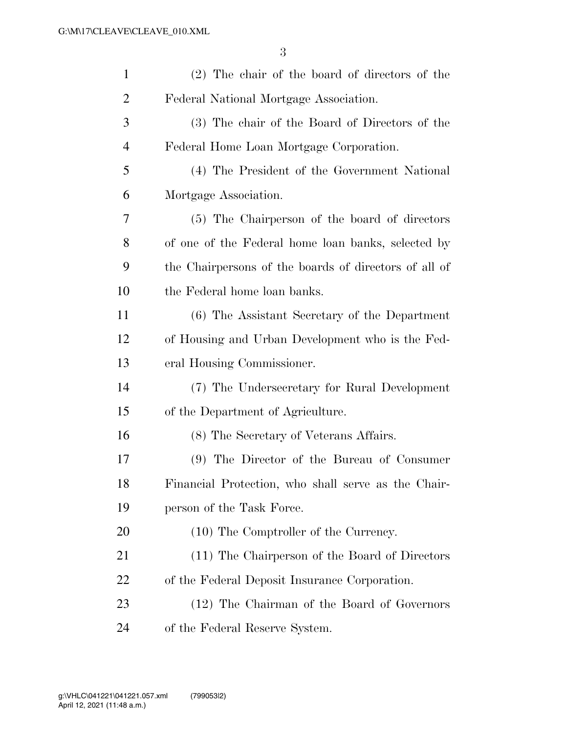(2) The chair of the board of directors of the Federal National Mortgage Association.

(3) The chair of the Board of Directors of the Federal Home Loan Mortgage Corporation.

(4) The President of the Government National Mortgage Association.

(5) The Chairperson of the board of directors of one of the Federal home loan banks, selected by the Chairpersons of the boards of directors of all of the Federal home loan banks.

(6) The Assistant Secretary of the Department of Housing and Urban Development who is the Federal Housing Commissioner.

(7) The Undersecretary for Rural Development of the Department of Agriculture.

(8) The Secretary of Veterans Affairs.

(9) The Director of the Bureau of Consumer Financial Protection, who shall serve as the Chairperson of the Task Force.

(10) The Comptroller of the Currency.

(11) The Chairperson of the Board of Directors of the Federal Deposit Insurance Corporation.

(12) The Chairman of the Board of Governors of the Federal Reserve System.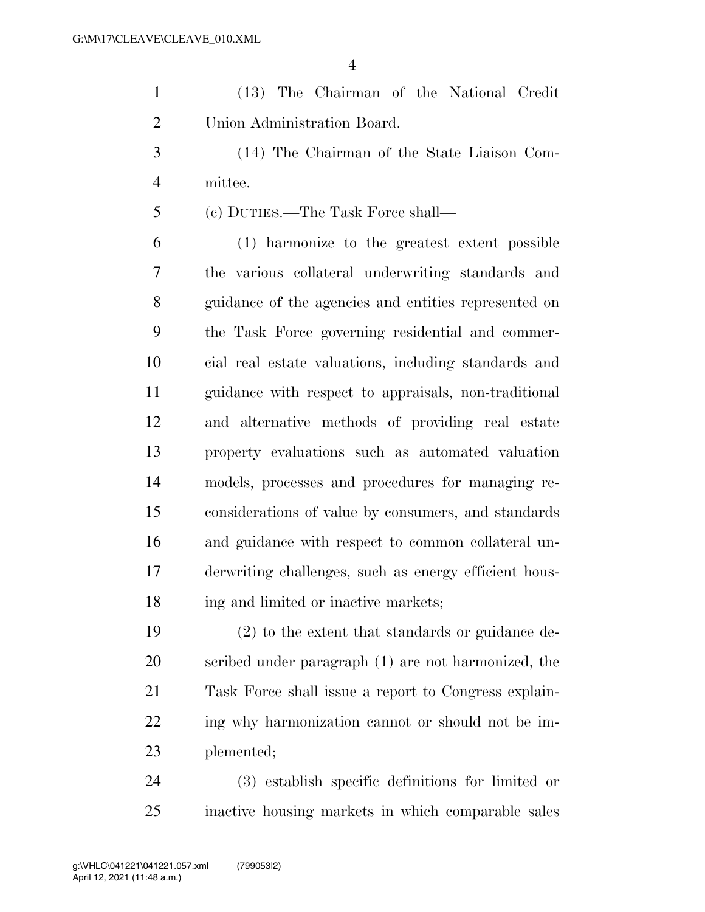(13) The Chairman of the National Credit Union Administration Board.

(14) The Chairman of the State Liaison Committee.

(c) DUTIES.—The Task Force shall—

(1) harmonize to the greatest extent possible the various collateral underwriting standards and guidance of the agencies and entities represented on the Task Force governing residential and commercial real estate valuations, including standards and guidance with respect to appraisals, non-traditional and alternative methods of providing real estate property evaluations such as automated valuation models, processes and procedures for managing reconsiderations of value by consumers, and standards and guidance with respect to common collateral underwriting challenges, such as energy efficient housing and limited or inactive markets;

(2) to the extent that standards or guidance described under paragraph (1) are not harmonized, the Task Force shall issue a report to Congress explaining why harmonization cannot or should not be implemented;

(3) establish specific definitions for limited or inactive housing markets in which comparable sales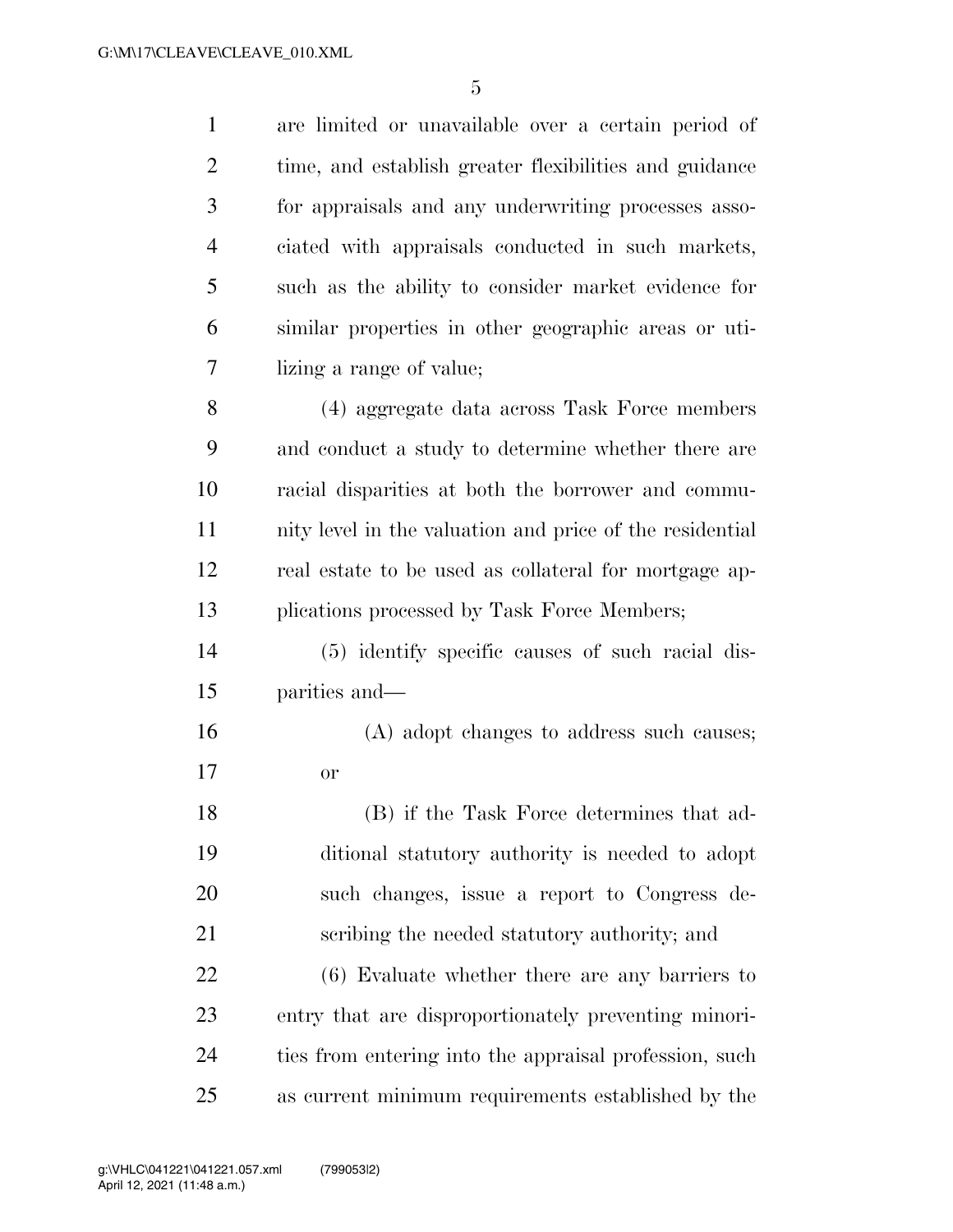are limited or unavailable over a certain period of time, and establish greater flexibilities and guidance for appraisals and any underwriting processes associated with appraisals conducted in such markets, such as the ability to consider market evidence for similar properties in other geographic areas or utilizing a range of value;

(4) aggregate data across Task Force members and conduct a study to determine whether there are racial disparities at both the borrower and community level in the valuation and price of the residential real estate to be used as collateral for mortgage applications processed by Task Force Members;

(5) identify specific causes of such racial disparities and—

(A) adopt changes to address such causes; or

(B) if the Task Force determines that additional statutory authority is needed to adopt such changes, issue a report to Congress describing the needed statutory authority; and

(6) Evaluate whether there are any barriers to entry that are disproportionately preventing minorities from entering into the appraisal profession, such as current minimum requirements established by the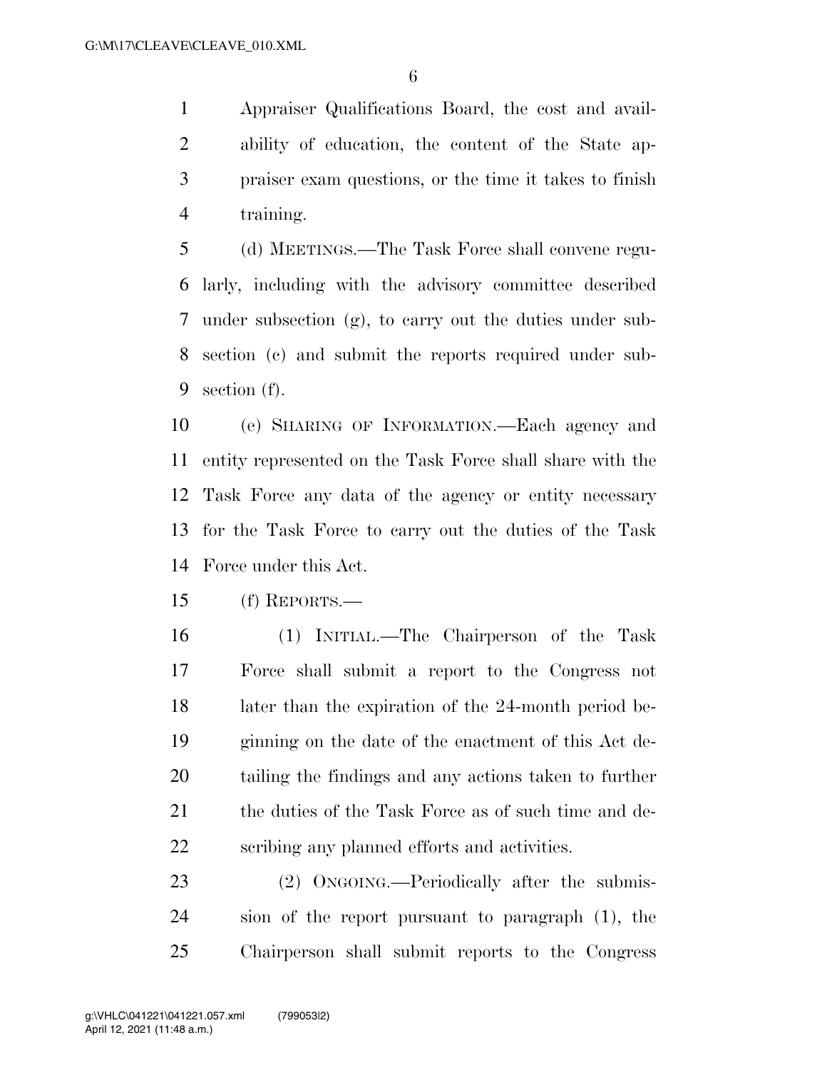Appraiser Qualifications Board, the cost and availability of education, the content of the State appraiser exam questions, or the time it takes to finish training.

(d) MEETINGS.—The Task Force shall convene regularly, including with the advisory committee described under subsection (g), to carry out the duties under subsection (c) and submit the reports required under subsection (f).

(e) SHARING OF INFORMATION.—Each agency and entity represented on the Task Force shall share with the Task Force any data of the agency or entity necessary for the Task Force to carry out the duties of the Task Force under this Act.

(f) REPORTS.—

(1) INITIAL.—The Chairperson of the Task Force shall submit a report to the Congress not later than the expiration of the 24-month period beginning on the date of the enactment of this Act detailing the findings and any actions taken to further the duties of the Task Force as of such time and describing any planned efforts and activities.

(2) ONGOING.—Periodically after the submission of the report pursuant to paragraph (1), the Chairperson shall submit reports to the Congress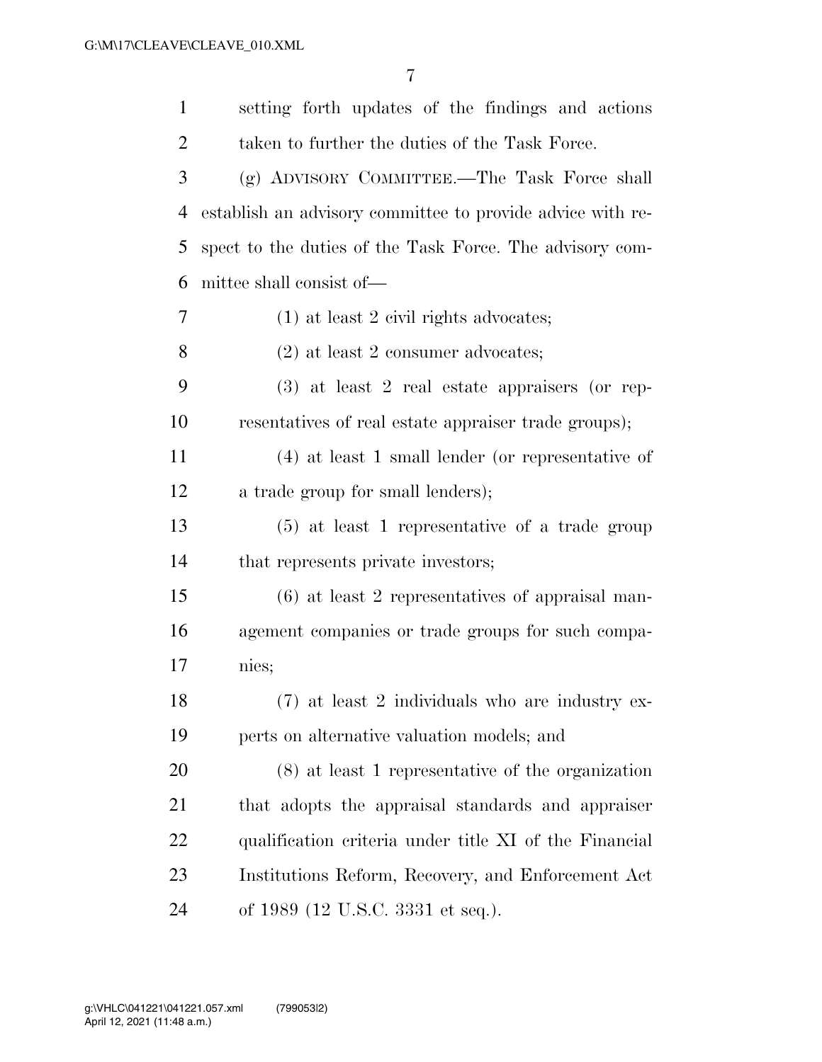setting forth updates of the findings and actions taken to further the duties of the Task Force.

(g) ADVISORY COMMITTEE.—The Task Force shall establish an advisory committee to provide advice with respect to the duties of the Task Force. The advisory committee shall consist of—

(1) at least 2 civil rights advocates;

(2) at least 2 consumer advocates;

(3) at least 2 real estate appraisers (or representatives of real estate appraiser trade groups);

(4) at least 1 small lender (or representative of a trade group for small lenders);

(5) at least 1 representative of a trade group that represents private investors;

(6) at least 2 representatives of appraisal management companies or trade groups for such companies;

(7) at least 2 individuals who are industry experts on alternative valuation models; and

(8) at least 1 representative of the organization that adopts the appraisal standards and appraiser qualification criteria under title XI of the Financial Institutions Reform, Recovery, and Enforcement Act of 1989 (12 U.S.C. 3331 et seq.).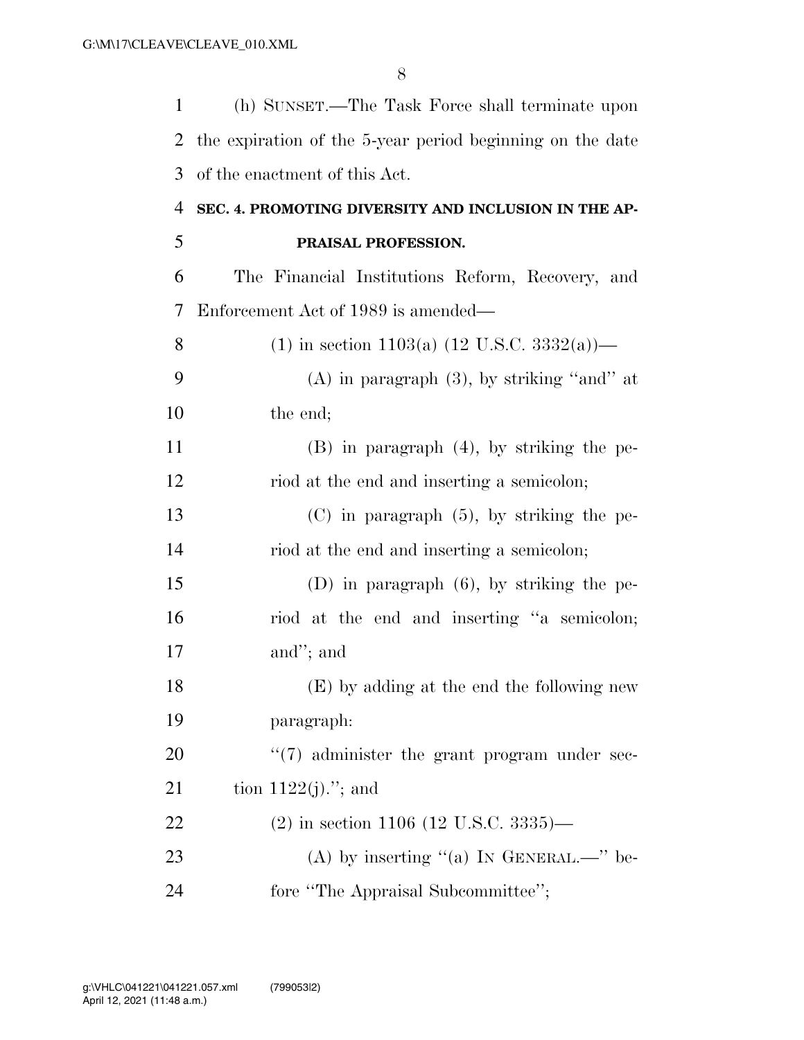(h) SUNSET.—The Task Force shall terminate upon the expiration of the 5-year period beginning on the date of the enactment of this Act.

**SEC. 4. PROMOTING DIVERSITY AND INCLUSION IN THE APPRAISAL PROFESSION.**

The Financial Institutions Reform, Recovery, and Enforcement Act of 1989 is amended—

(1) in section 1103(a) (12 U.S.C. 3332(a))—

(A) in paragraph (3), by striking "and" at the end;

(B) in paragraph (4), by striking the period at the end and inserting a semicolon;

(C) in paragraph (5), by striking the period at the end and inserting a semicolon;

(D) in paragraph (6), by striking the period at the end and inserting "a semicolon; and"; and

(E) by adding at the end the following new paragraph:

"(7) administer the grant program under section 1122(j)."; and

(2) in section 1106 (12 U.S.C. 3335)—

(A) by inserting "(a) IN GENERAL.—" before "The Appraisal Subcommittee";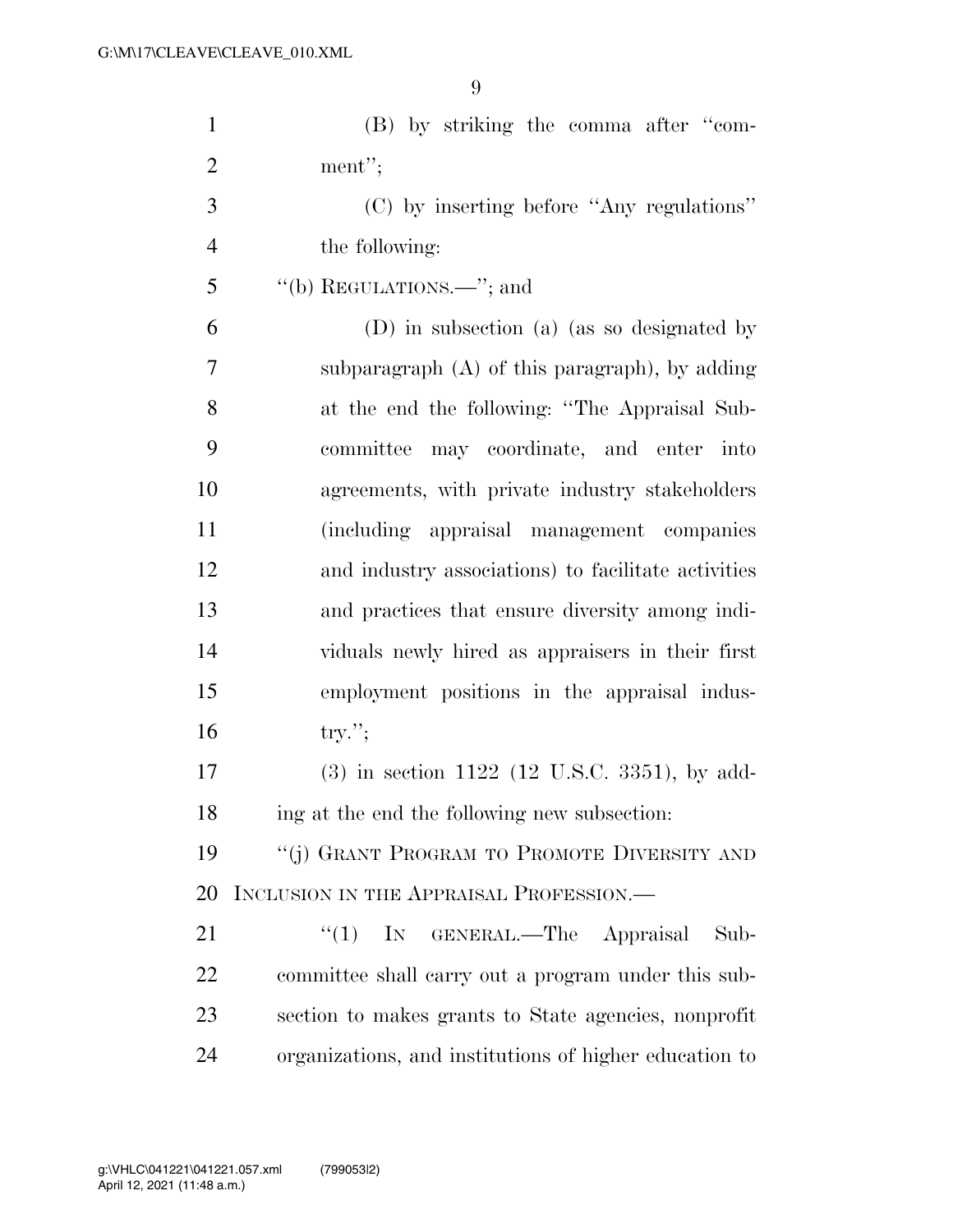(B) by striking the comma after "comment";

(C) by inserting before "Any regulations" the following:

"(b) REGULATIONS.—"; and

(D) in subsection (a) (as so designated by subparagraph (A) of this paragraph), by adding at the end the following: "The Appraisal Subcommittee may coordinate, and enter into agreements, with private industry stakeholders (including appraisal management companies and industry associations) to facilitate activities and practices that ensure diversity among individuals newly hired as appraisers in their first employment positions in the appraisal industry.";

(3) in section 1122 (12 U.S.C. 3351), by adding at the end the following new subsection:

"(j) GRANT PROGRAM TO PROMOTE DIVERSITY AND INCLUSION IN THE APPRAISAL PROFESSION.—

"(1) IN GENERAL.—The Appraisal Subcommittee shall carry out a program under this subsection to makes grants to State agencies, nonprofit organizations, and institutions of higher education to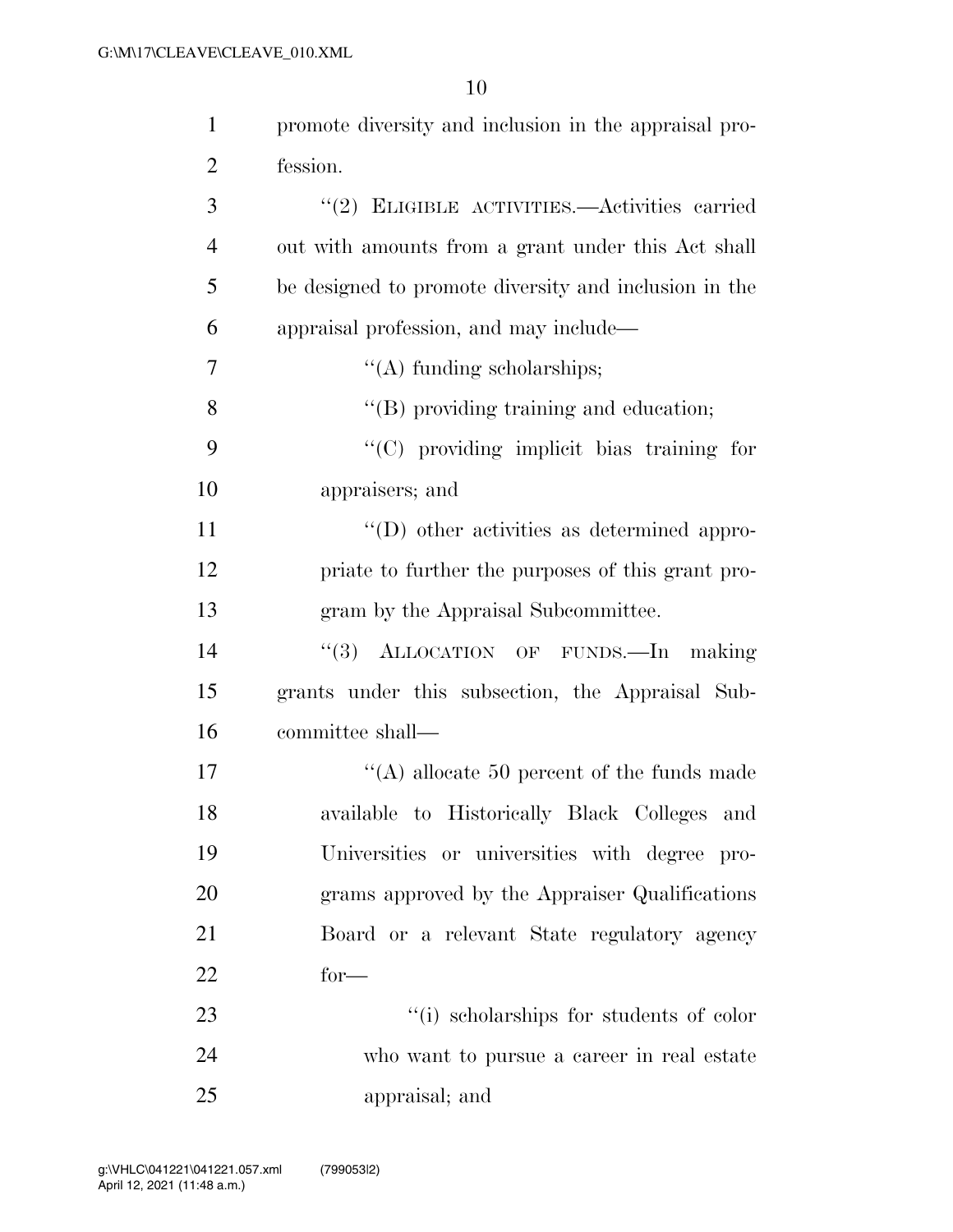promote diversity and inclusion in the appraisal profession.

''(2) ELIGIBLE ACTIVITIES.—Activities carried out with amounts from a grant under this Act shall be designed to promote diversity and inclusion in the appraisal profession, and may include—

''(A) funding scholarships;

''(B) providing training and education;

''(C) providing implicit bias training for appraisers; and

''(D) other activities as determined appropriate to further the purposes of this grant program by the Appraisal Subcommittee.

''(3) ALLOCATION OF FUNDS.—In making grants under this subsection, the Appraisal Subcommittee shall—

''(A) allocate 50 percent of the funds made available to Historically Black Colleges and Universities or universities with degree programs approved by the Appraiser Qualifications Board or a relevant State regulatory agency for—

''(i) scholarships for students of color who want to pursue a career in real estate appraisal; and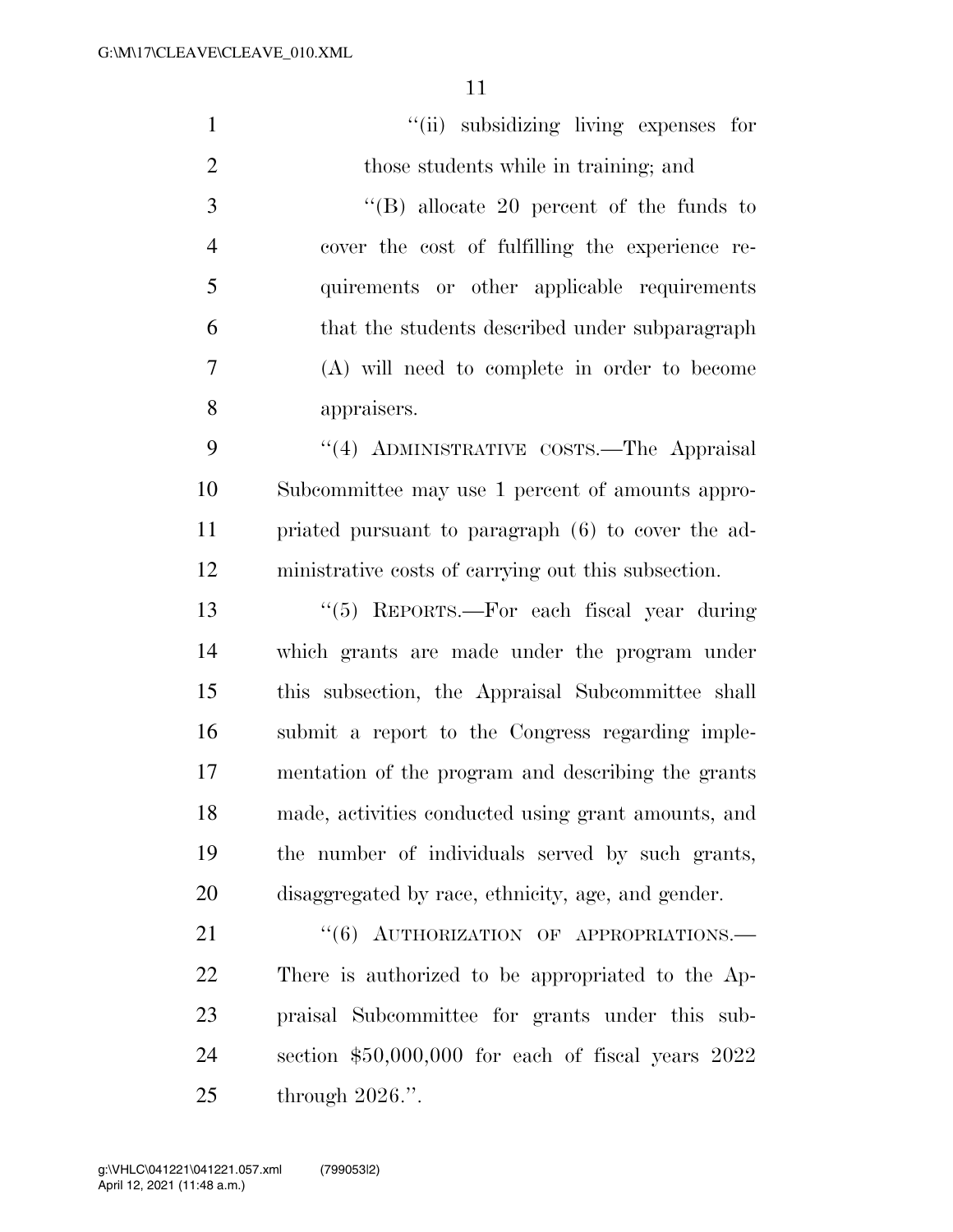''(ii) subsidizing living expenses for those students while in training; and

''(B) allocate 20 percent of the funds to cover the cost of fulfilling the experience requirements or other applicable requirements that the students described under subparagraph (A) will need to complete in order to become appraisers.

''(4) ADMINISTRATIVE COSTS.—The Appraisal Subcommittee may use 1 percent of amounts appropriated pursuant to paragraph (6) to cover the administrative costs of carrying out this subsection.

''(5) REPORTS.—For each fiscal year during which grants are made under the program under this subsection, the Appraisal Subcommittee shall submit a report to the Congress regarding implementation of the program and describing the grants made, activities conducted using grant amounts, and the number of individuals served by such grants, disaggregated by race, ethnicity, age, and gender.

''(6) AUTHORIZATION OF APPROPRIATIONS.—There is authorized to be appropriated to the Appraisal Subcommittee for grants under this subsection $50,000,000 for each of fiscal years 2022 through 2026.''.